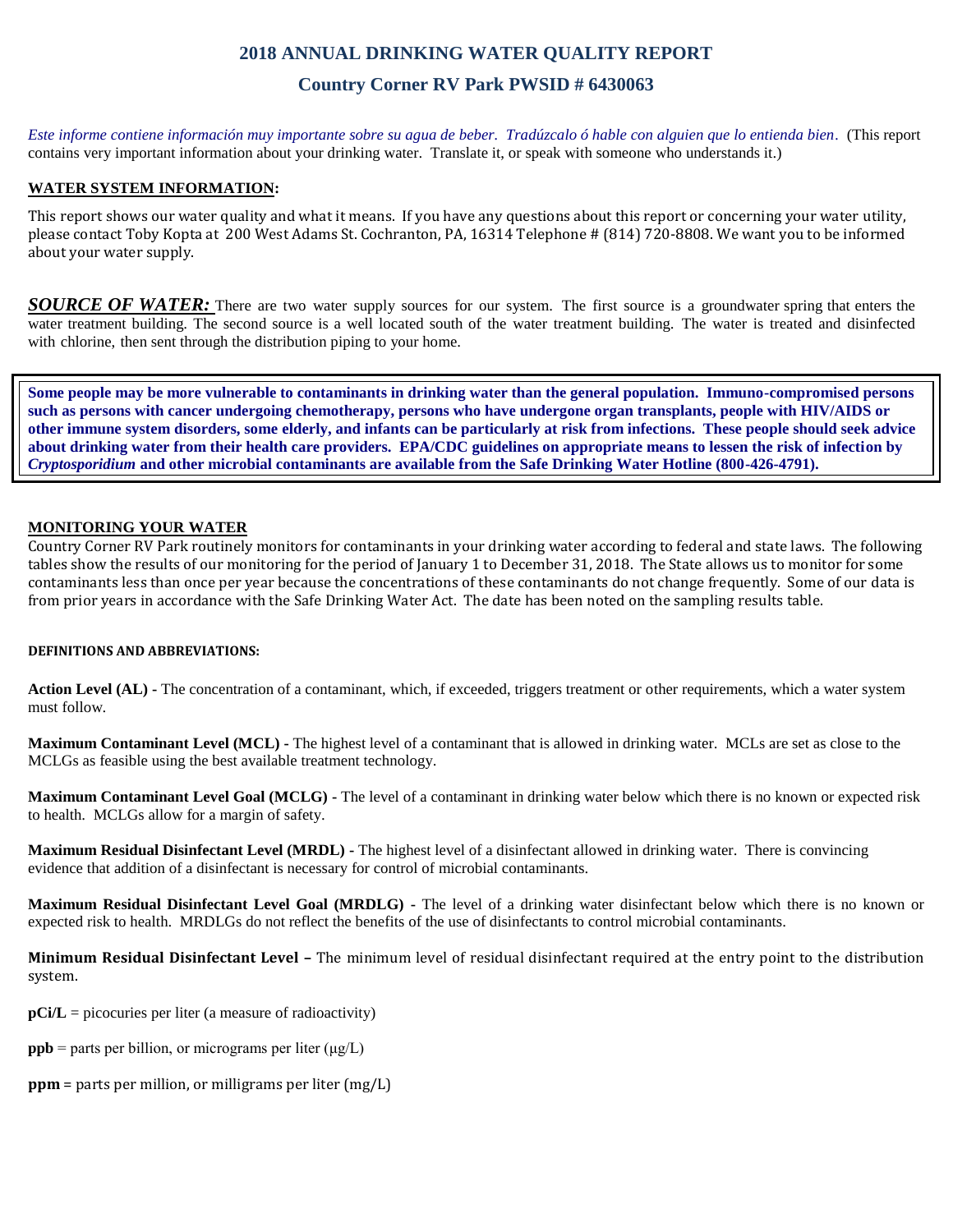# 2018 ANNUAL DRINKING WATER QUALITY REPORT

## Country Corner RV Park PWSID # 6430063

*Este informe contiene información muy importante sobre su agua de beber. Tradúzcalo ó hable con alguien que lo entienda bien*. (This report contains very important information about your drinking water. Translate it, or speak with someone who understands it.)

**WATER SYSTEM INFORMATION:**

This report shows our water quality and what it means. If you have any questions about this report or concerning your water utility, please contact Toby Kopta at 200 West Adams St. Cochranton, PA, 16314 Telephone # (814) 720-8808. We want you to be informed about your water supply.

***SOURCE OF WATER:*** There are two water supply sources for our system. The first source is a groundwater spring that enters the water treatment building. The second source is a well located south of the water treatment building. The water is treated and disinfected with chlorine, then sent through the distribution piping to your home.

**Some people may be more vulnerable to contaminants in drinking water than the general population. Immuno-compromised persons such as persons with cancer undergoing chemotherapy, persons who have undergone organ transplants, people with HIV/AIDS or other immune system disorders, some elderly, and infants can be particularly at risk from infections. These people should seek advice about drinking water from their health care providers. EPA/CDC guidelines on appropriate means to lessen the risk of infection by *Cryptosporidium* and other microbial contaminants are available from the Safe Drinking Water Hotline (800-426-4791).**

**MONITORING YOUR WATER**

Country Corner RV Park routinely monitors for contaminants in your drinking water according to federal and state laws. The following tables show the results of our monitoring for the period of January 1 to December 31, 2018. The State allows us to monitor for some contaminants less than once per year because the concentrations of these contaminants do not change frequently. Some of our data is from prior years in accordance with the Safe Drinking Water Act. The date has been noted on the sampling results table.

**DEFINITIONS AND ABBREVIATIONS:**

**Action Level (AL) -** The concentration of a contaminant, which, if exceeded, triggers treatment or other requirements, which a water system must follow.

**Maximum Contaminant Level (MCL) -** The highest level of a contaminant that is allowed in drinking water. MCLs are set as close to the MCLGs as feasible using the best available treatment technology.

**Maximum Contaminant Level Goal (MCLG) -** The level of a contaminant in drinking water below which there is no known or expected risk to health. MCLGs allow for a margin of safety.

**Maximum Residual Disinfectant Level (MRDL) -** The highest level of a disinfectant allowed in drinking water. There is convincing evidence that addition of a disinfectant is necessary for control of microbial contaminants.

**Maximum Residual Disinfectant Level Goal (MRDLG) -** The level of a drinking water disinfectant below which there is no known or expected risk to health. MRDLGs do not reflect the benefits of the use of disinfectants to control microbial contaminants.

**Minimum Residual Disinfectant Level –** The minimum level of residual disinfectant required at the entry point to the distribution system.

**pCi/L** = picocuries per liter (a measure of radioactivity)

**ppb** = parts per billion, or micrograms per liter (μg/L)

**ppm** = parts per million, or milligrams per liter (mg/L)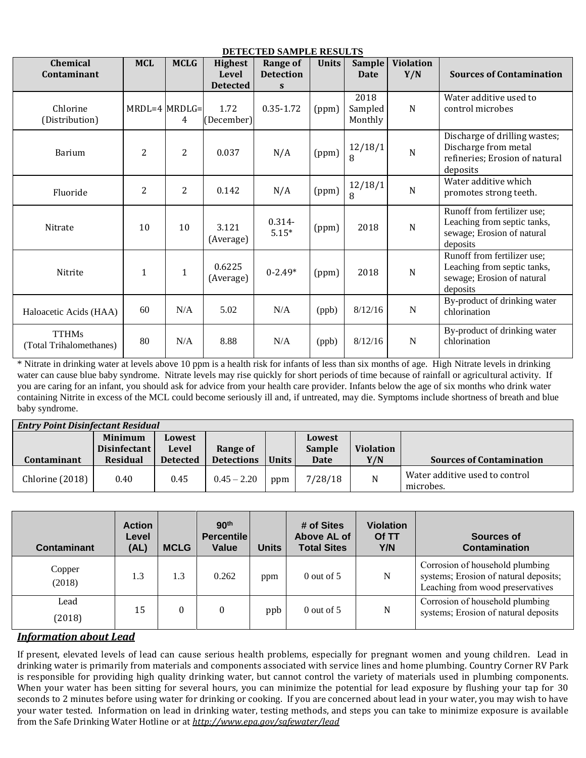**DETECTED SAMPLE RESULTS**

| Chemical Contaminant | MCL | MCLG | Highest Level Detected | Range of Detections | Units | Sample Date | Violation Y/N | Sources of Contamination |
|---|---|---|---|---|---|---|---|---|
| Chlorine (Distribution) | MRDL=4 | MRDLG=4 | 1.72 (December) | 0.35-1.72 | (ppm) | 2018 Sampled Monthly | N | Water additive used to control microbes |
| Barium | 2 | 2 | 0.037 | N/A | (ppm) | 12/18/18 | N | Discharge of drilling wastes; Discharge from metal refineries; Erosion of natural deposits |
| Fluoride | 2 | 2 | 0.142 | N/A | (ppm) | 12/18/18 | N | Water additive which promotes strong teeth. |
| Nitrate | 10 | 10 | 3.121 (Average) | 0.314-5.15* | (ppm) | 2018 | N | Runoff from fertilizer use; Leaching from septic tanks, sewage; Erosion of natural deposits |
| Nitrite | 1 | 1 | 0.6225 (Average) | 0-2.49* | (ppm) | 2018 | N | Runoff from fertilizer use; Leaching from septic tanks, sewage; Erosion of natural deposits |
| Haloacetic Acids (HAA) | 60 | N/A | 5.02 | N/A | (ppb) | 8/12/16 | N | By-product of drinking water chlorination |
| TTHMs (Total Trihalomethanes) | 80 | N/A | 8.88 | N/A | (ppb) | 8/12/16 | N | By-product of drinking water chlorination |

* Nitrate in drinking water at levels above 10 ppm is a health risk for infants of less than six months of age. High Nitrate levels in drinking water can cause blue baby syndrome. Nitrate levels may rise quickly for short periods of time because of rainfall or agricultural activity. If you are caring for an infant, you should ask for advice from your health care provider. Infants below the age of six months who drink water containing Nitrite in excess of the MCL could become seriously ill and, if untreated, may die. Symptoms include shortness of breath and blue baby syndrome.

***Entry Point Disinfectant Residual***

| Contaminant | Minimum Disinfectant Residual | Lowest Level Detected | Range of Detections | Units | Lowest Sample Date | Violation Y/N | Sources of Contamination |
|---|---|---|---|---|---|---|---|
| Chlorine (2018) | 0.40 | 0.45 | 0.45 – 2.20 | ppm | 7/28/18 | N | Water additive used to control microbes. |

| Contaminant | Action Level (AL) | MCLG | 90th Percentile Value | Units | # of Sites Above AL of Total Sites | Violation Of TT Y/N | Sources of Contamination |
|---|---|---|---|---|---|---|---|
| Copper (2018) | 1.3 | 1.3 | 0.262 | ppm | 0 out of 5 | N | Corrosion of household plumbing systems; Erosion of natural deposits; Leaching from wood preservatives |
| Lead (2018) | 15 | 0 | 0 | ppb | 0 out of 5 | N | Corrosion of household plumbing systems; Erosion of natural deposits |

## ***Information about Lead***

If present, elevated levels of lead can cause serious health problems, especially for pregnant women and young children. Lead in drinking water is primarily from materials and components associated with service lines and home plumbing. Country Corner RV Park is responsible for providing high quality drinking water, but cannot control the variety of materials used in plumbing components. When your water has been sitting for several hours, you can minimize the potential for lead exposure by flushing your tap for 30 seconds to 2 minutes before using water for drinking or cooking. If you are concerned about lead in your water, you may wish to have your water tested. Information on lead in drinking water, testing methods, and steps you can take to minimize exposure is available from the Safe Drinking Water Hotline or at ***http://www.epa.gov/safewater/lead***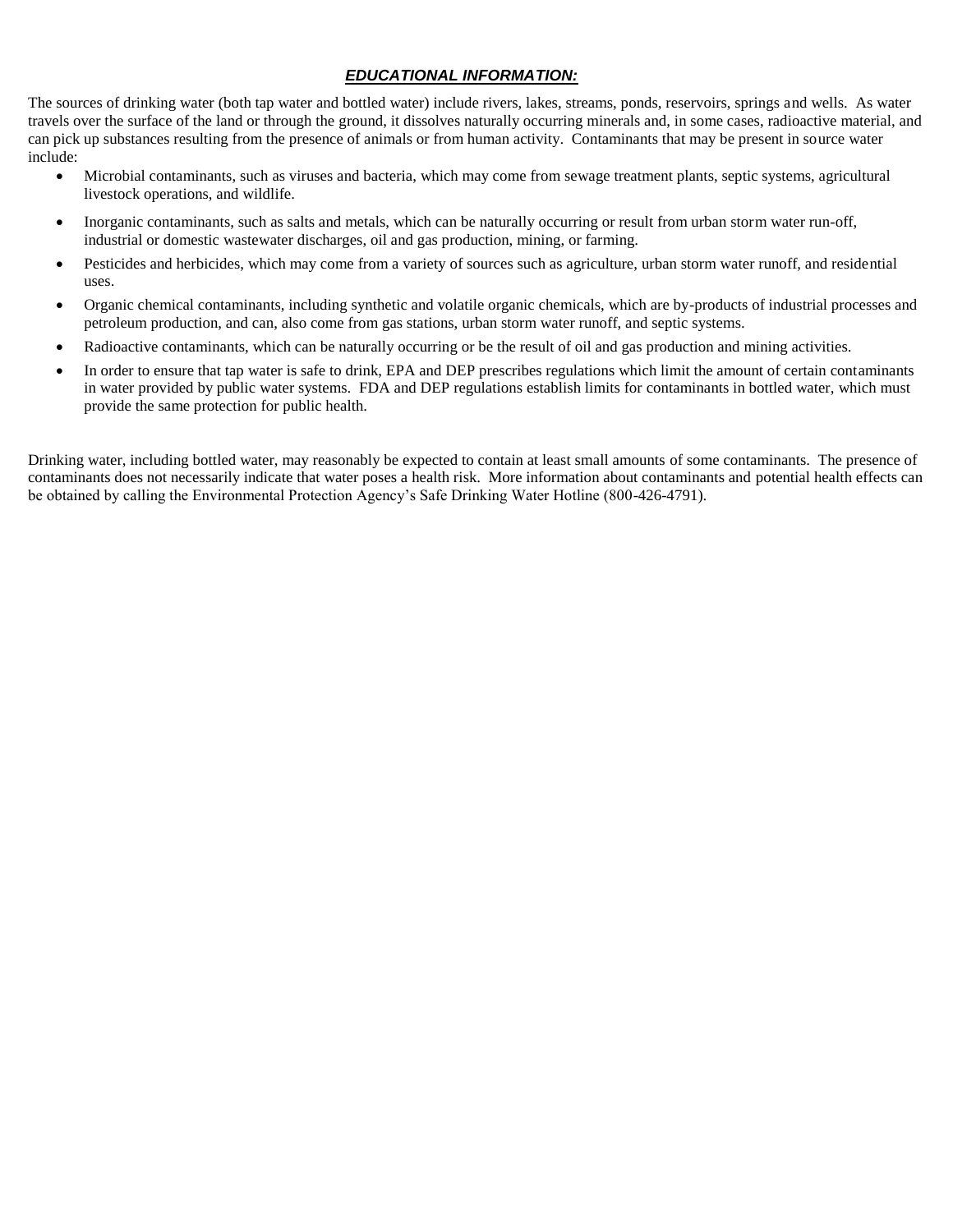### ***EDUCATIONAL INFORMATION:***

The sources of drinking water (both tap water and bottled water) include rivers, lakes, streams, ponds, reservoirs, springs and wells. As water travels over the surface of the land or through the ground, it dissolves naturally occurring minerals and, in some cases, radioactive material, and can pick up substances resulting from the presence of animals or from human activity. Contaminants that may be present in source water include:

- Microbial contaminants, such as viruses and bacteria, which may come from sewage treatment plants, septic systems, agricultural livestock operations, and wildlife.
- Inorganic contaminants, such as salts and metals, which can be naturally occurring or result from urban storm water run-off, industrial or domestic wastewater discharges, oil and gas production, mining, or farming.
- Pesticides and herbicides, which may come from a variety of sources such as agriculture, urban storm water runoff, and residential uses.
- Organic chemical contaminants, including synthetic and volatile organic chemicals, which are by-products of industrial processes and petroleum production, and can, also come from gas stations, urban storm water runoff, and septic systems.
- Radioactive contaminants, which can be naturally occurring or be the result of oil and gas production and mining activities.
- In order to ensure that tap water is safe to drink, EPA and DEP prescribes regulations which limit the amount of certain contaminants in water provided by public water systems. FDA and DEP regulations establish limits for contaminants in bottled water, which must provide the same protection for public health.

Drinking water, including bottled water, may reasonably be expected to contain at least small amounts of some contaminants. The presence of contaminants does not necessarily indicate that water poses a health risk. More information about contaminants and potential health effects can be obtained by calling the Environmental Protection Agency's Safe Drinking Water Hotline (800-426-4791).